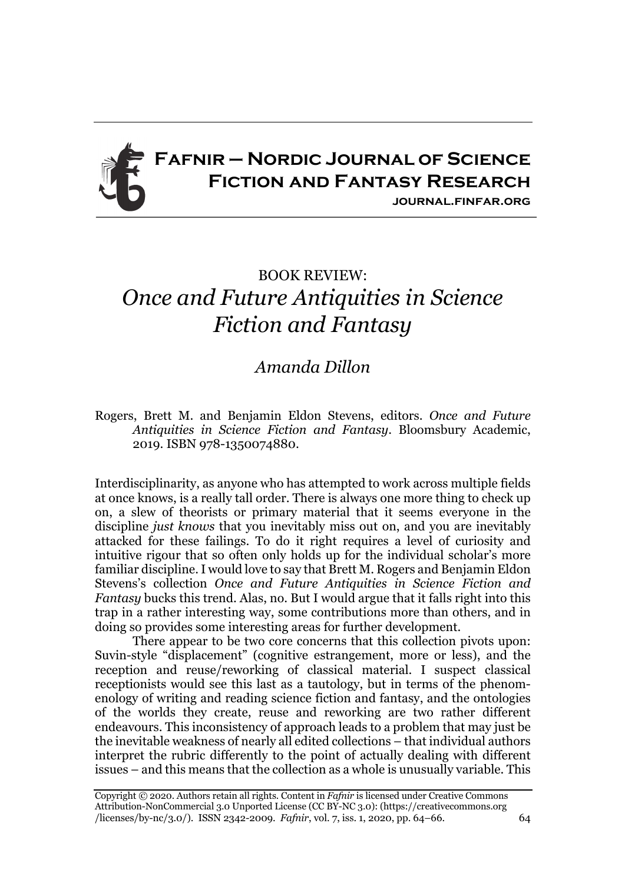# Fafnir – Nordic Journal of Science Fiction and Fantasy Research

journal.finfar.org

## BOOK REVIEW: *Once and Future Antiquities in Science Fiction and Fantasy*

*Amanda Dillon*

Rogers, Brett M. and Benjamin Eldon Stevens, editors. *Once and Future Antiquities in Science Fiction and Fantasy*. Bloomsbury Academic, 2019. ISBN 978-1350074880.

Interdisciplinarity, as anyone who has attempted to work across multiple fields at once knows, is a really tall order. There is always one more thing to check up on, a slew of theorists or primary material that it seems everyone in the discipline *just knows* that you inevitably miss out on, and you are inevitably attacked for these failings. To do it right requires a level of curiosity and intuitive rigour that so often only holds up for the individual scholar's more familiar discipline. I would love to say that Brett M. Rogers and Benjamin Eldon Stevens's collection *Once and Future Antiquities in Science Fiction and Fantasy* bucks this trend. Alas, no. But I would argue that it falls right into this trap in a rather interesting way, some contributions more than others, and in doing so provides some interesting areas for further development.

There appear to be two core concerns that this collection pivots upon: Suvin-style "displacement" (cognitive estrangement, more or less), and the reception and reuse/reworking of classical material. I suspect classical receptionists would see this last as a tautology, but in terms of the phenomenology of writing and reading science fiction and fantasy, and the ontologies of the worlds they create, reuse and reworking are two rather different endeavours. This inconsistency of approach leads to a problem that may just be the inevitable weakness of nearly all edited collections – that individual authors interpret the rubric differently to the point of actually dealing with different issues – and this means that the collection as a whole is unusually variable. This

Copyright © 2020. Authors retain all rights. Content in *Fafnir* is licensed under Creative Commons Attribution-NonCommercial 3.0 Unported License (CC BY-NC 3.0): (https://creativecommons.org/licenses/by-nc/3.0/). ISSN 2342-2009. *Fafnir*, vol. 7, iss. 1, 2020, pp. 64–66.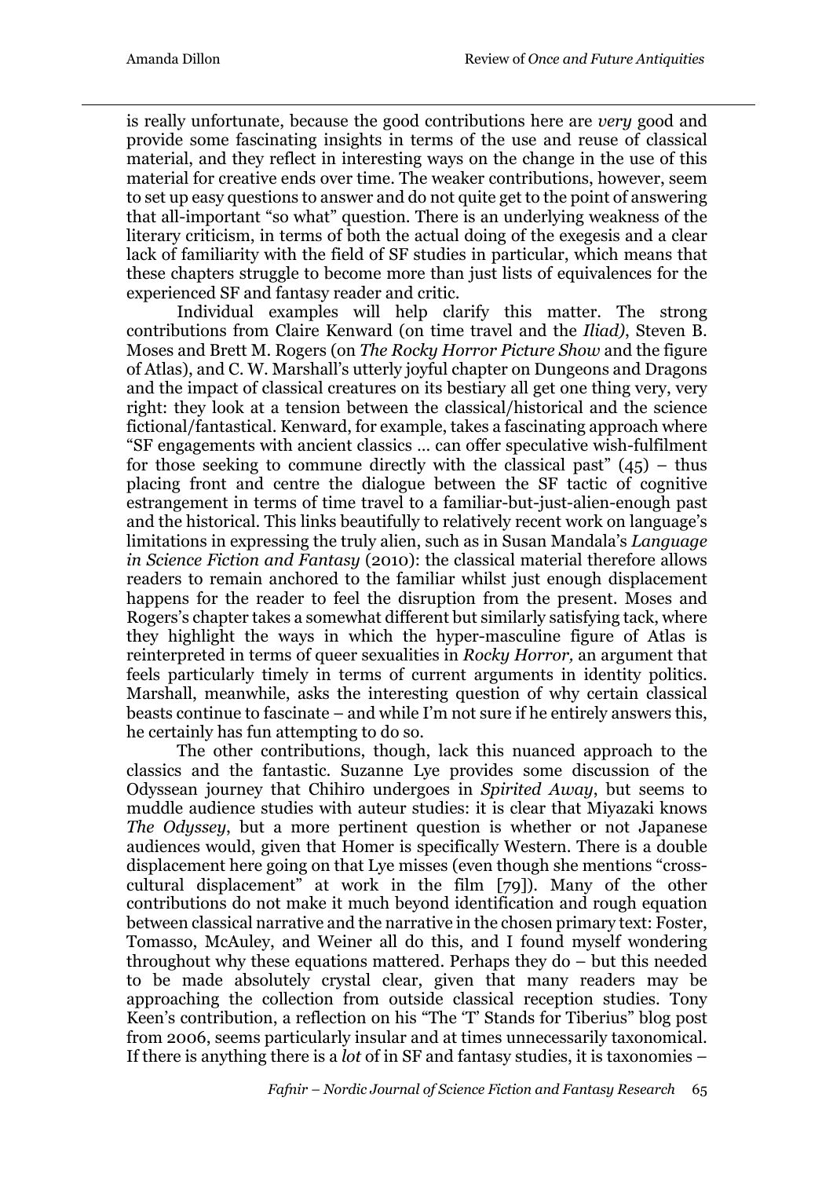is really unfortunate, because the good contributions here are *very* good and provide some fascinating insights in terms of the use and reuse of classical material, and they reflect in interesting ways on the change in the use of this material for creative ends over time. The weaker contributions, however, seem to set up easy questions to answer and do not quite get to the point of answering that all-important "so what" question. There is an underlying weakness of the literary criticism, in terms of both the actual doing of the exegesis and a clear lack of familiarity with the field of SF studies in particular, which means that these chapters struggle to become more than just lists of equivalences for the experienced SF and fantasy reader and critic.

Individual examples will help clarify this matter. The strong contributions from Claire Kenward (on time travel and the *Iliad)*, Steven B. Moses and Brett M. Rogers (on *The Rocky Horror Picture Show* and the figure of Atlas), and C. W. Marshall's utterly joyful chapter on Dungeons and Dragons and the impact of classical creatures on its bestiary all get one thing very, very right: they look at a tension between the classical/historical and the science fictional/fantastical. Kenward, for example, takes a fascinating approach where "SF engagements with ancient classics … can offer speculative wish-fulfilment for those seeking to commune directly with the classical past" (45) – thus placing front and centre the dialogue between the SF tactic of cognitive estrangement in terms of time travel to a familiar-but-just-alien-enough past and the historical. This links beautifully to relatively recent work on language's limitations in expressing the truly alien, such as in Susan Mandala's *Language in Science Fiction and Fantasy* (2010): the classical material therefore allows readers to remain anchored to the familiar whilst just enough displacement happens for the reader to feel the disruption from the present. Moses and Rogers's chapter takes a somewhat different but similarly satisfying tack, where they highlight the ways in which the hyper-masculine figure of Atlas is reinterpreted in terms of queer sexualities in *Rocky Horror,* an argument that feels particularly timely in terms of current arguments in identity politics. Marshall, meanwhile, asks the interesting question of why certain classical beasts continue to fascinate – and while I'm not sure if he entirely answers this, he certainly has fun attempting to do so.

The other contributions, though, lack this nuanced approach to the classics and the fantastic. Suzanne Lye provides some discussion of the Odyssean journey that Chihiro undergoes in *Spirited Away*, but seems to muddle audience studies with auteur studies: it is clear that Miyazaki knows *The Odyssey*, but a more pertinent question is whether or not Japanese audiences would, given that Homer is specifically Western. There is a double displacement here going on that Lye misses (even though she mentions "cross-cultural displacement" at work in the film [79]). Many of the other contributions do not make it much beyond identification and rough equation between classical narrative and the narrative in the chosen primary text: Foster, Tomasso, McAuley, and Weiner all do this, and I found myself wondering throughout why these equations mattered. Perhaps they do – but this needed to be made absolutely crystal clear, given that many readers may be approaching the collection from outside classical reception studies. Tony Keen's contribution, a reflection on his "The 'T' Stands for Tiberius" blog post from 2006, seems particularly insular and at times unnecessarily taxonomical. If there is anything there is a *lot* of in SF and fantasy studies, it is taxonomies –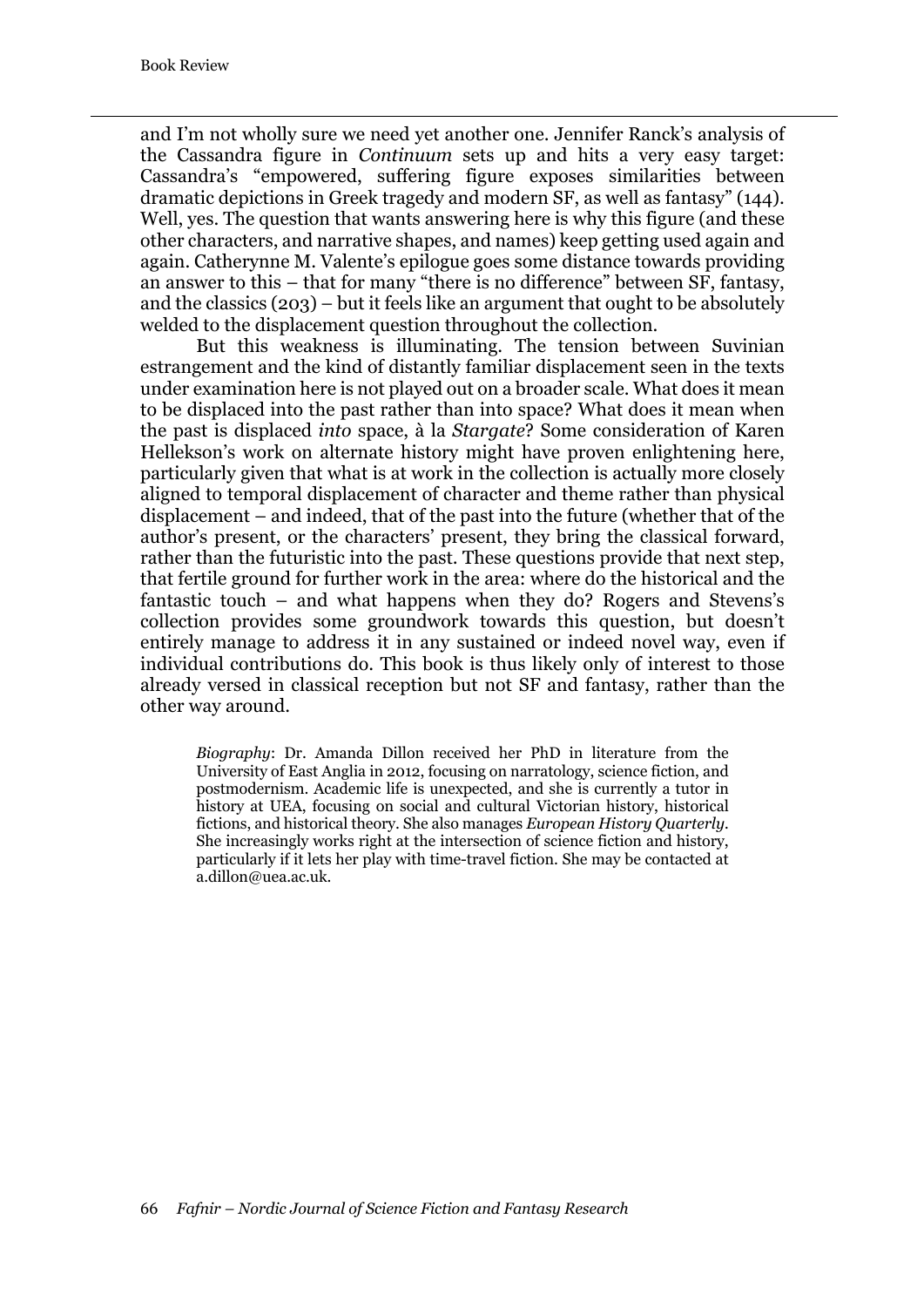and I'm not wholly sure we need yet another one. Jennifer Ranck's analysis of the Cassandra figure in *Continuum* sets up and hits a very easy target: Cassandra's "empowered, suffering figure exposes similarities between dramatic depictions in Greek tragedy and modern SF, as well as fantasy" (144). Well, yes. The question that wants answering here is why this figure (and these other characters, and narrative shapes, and names) keep getting used again and again. Catherynne M. Valente's epilogue goes some distance towards providing an answer to this – that for many "there is no difference" between SF, fantasy, and the classics (203) – but it feels like an argument that ought to be absolutely welded to the displacement question throughout the collection.

But this weakness is illuminating. The tension between Suvinian estrangement and the kind of distantly familiar displacement seen in the texts under examination here is not played out on a broader scale. What does it mean to be displaced into the past rather than into space? What does it mean when the past is displaced *into* space, à la *Stargate*? Some consideration of Karen Hellekson's work on alternate history might have proven enlightening here, particularly given that what is at work in the collection is actually more closely aligned to temporal displacement of character and theme rather than physical displacement – and indeed, that of the past into the future (whether that of the author's present, or the characters' present, they bring the classical forward, rather than the futuristic into the past. These questions provide that next step, that fertile ground for further work in the area: where do the historical and the fantastic touch – and what happens when they do? Rogers and Stevens's collection provides some groundwork towards this question, but doesn't entirely manage to address it in any sustained or indeed novel way, even if individual contributions do. This book is thus likely only of interest to those already versed in classical reception but not SF and fantasy, rather than the other way around.

*Biography*: Dr. Amanda Dillon received her PhD in literature from the University of East Anglia in 2012, focusing on narratology, science fiction, and postmodernism. Academic life is unexpected, and she is currently a tutor in history at UEA, focusing on social and cultural Victorian history, historical fictions, and historical theory. She also manages *European History Quarterly*. She increasingly works right at the intersection of science fiction and history, particularly if it lets her play with time-travel fiction. She may be contacted at a.dillon@uea.ac.uk.